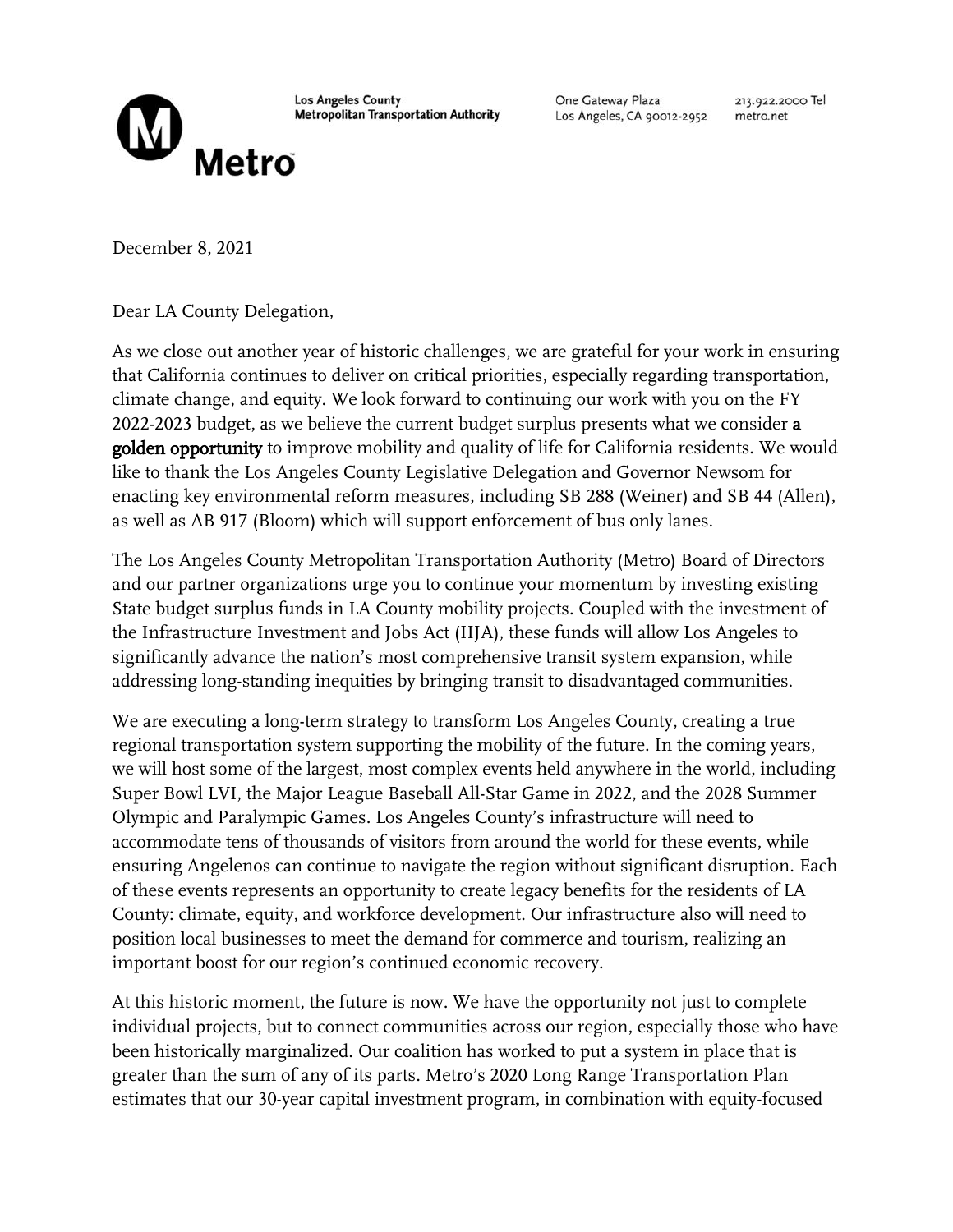Los Angeles County
Metropolitan Transportation Authority

One Gateway Plaza
Los Angeles, CA 90012-2952

213.922.2000 Tel
metro.net

Metro

December 8, 2021

Dear LA County Delegation,

As we close out another year of historic challenges, we are grateful for your work in ensuring that California continues to deliver on critical priorities, especially regarding transportation, climate change, and equity. We look forward to continuing our work with you on the FY 2022-2023 budget, as we believe the current budget surplus presents what we consider **a golden opportunity** to improve mobility and quality of life for California residents. We would like to thank the Los Angeles County Legislative Delegation and Governor Newsom for enacting key environmental reform measures, including SB 288 (Weiner) and SB 44 (Allen), as well as AB 917 (Bloom) which will support enforcement of bus only lanes.

The Los Angeles County Metropolitan Transportation Authority (Metro) Board of Directors and our partner organizations urge you to continue your momentum by investing existing State budget surplus funds in LA County mobility projects. Coupled with the investment of the Infrastructure Investment and Jobs Act (IIJA), these funds will allow Los Angeles to significantly advance the nation's most comprehensive transit system expansion, while addressing long-standing inequities by bringing transit to disadvantaged communities.

We are executing a long-term strategy to transform Los Angeles County, creating a true regional transportation system supporting the mobility of the future. In the coming years, we will host some of the largest, most complex events held anywhere in the world, including Super Bowl LVI, the Major League Baseball All-Star Game in 2022, and the 2028 Summer Olympic and Paralympic Games. Los Angeles County's infrastructure will need to accommodate tens of thousands of visitors from around the world for these events, while ensuring Angelenos can continue to navigate the region without significant disruption. Each of these events represents an opportunity to create legacy benefits for the residents of LA County: climate, equity, and workforce development. Our infrastructure also will need to position local businesses to meet the demand for commerce and tourism, realizing an important boost for our region's continued economic recovery.

At this historic moment, the future is now. We have the opportunity not just to complete individual projects, but to connect communities across our region, especially those who have been historically marginalized. Our coalition has worked to put a system in place that is greater than the sum of any of its parts. Metro's 2020 Long Range Transportation Plan estimates that our 30-year capital investment program, in combination with equity-focused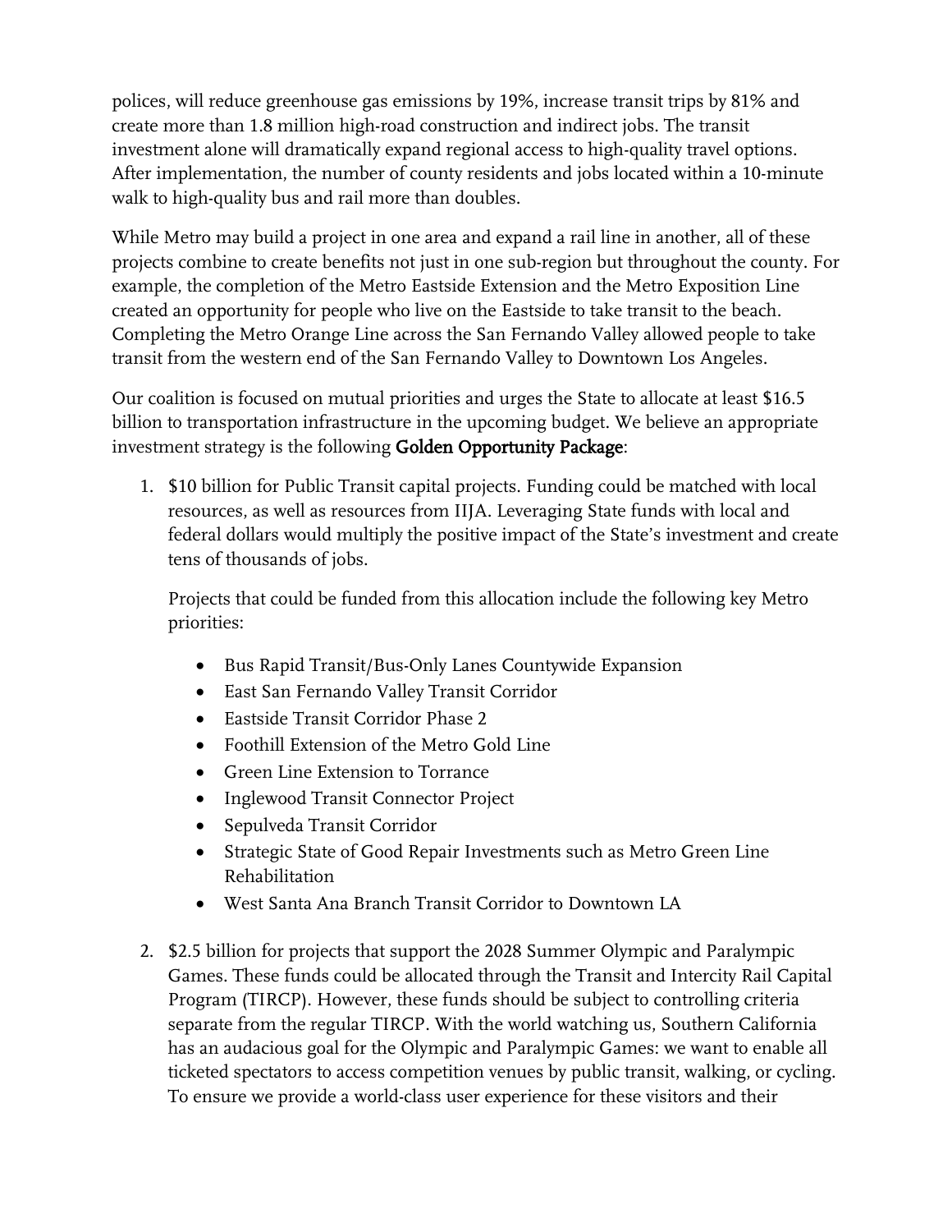polices, will reduce greenhouse gas emissions by 19%, increase transit trips by 81% and create more than 1.8 million high-road construction and indirect jobs. The transit investment alone will dramatically expand regional access to high-quality travel options. After implementation, the number of county residents and jobs located within a 10-minute walk to high-quality bus and rail more than doubles.

While Metro may build a project in one area and expand a rail line in another, all of these projects combine to create benefits not just in one sub-region but throughout the county. For example, the completion of the Metro Eastside Extension and the Metro Exposition Line created an opportunity for people who live on the Eastside to take transit to the beach. Completing the Metro Orange Line across the San Fernando Valley allowed people to take transit from the western end of the San Fernando Valley to Downtown Los Angeles.

Our coalition is focused on mutual priorities and urges the State to allocate at least $16.5 billion to transportation infrastructure in the upcoming budget. We believe an appropriate investment strategy is the following **Golden Opportunity Package**:

1. $10 billion for Public Transit capital projects. Funding could be matched with local resources, as well as resources from IIJA. Leveraging State funds with local and federal dollars would multiply the positive impact of the State's investment and create tens of thousands of jobs.

   Projects that could be funded from this allocation include the following key Metro priorities:

   - Bus Rapid Transit/Bus-Only Lanes Countywide Expansion
   - East San Fernando Valley Transit Corridor
   - Eastside Transit Corridor Phase 2
   - Foothill Extension of the Metro Gold Line
   - Green Line Extension to Torrance
   - Inglewood Transit Connector Project
   - Sepulveda Transit Corridor
   - Strategic State of Good Repair Investments such as Metro Green Line Rehabilitation
   - West Santa Ana Branch Transit Corridor to Downtown LA

2. $2.5 billion for projects that support the 2028 Summer Olympic and Paralympic Games. These funds could be allocated through the Transit and Intercity Rail Capital Program (TIRCP). However, these funds should be subject to controlling criteria separate from the regular TIRCP. With the world watching us, Southern California has an audacious goal for the Olympic and Paralympic Games: we want to enable all ticketed spectators to access competition venues by public transit, walking, or cycling. To ensure we provide a world-class user experience for these visitors and their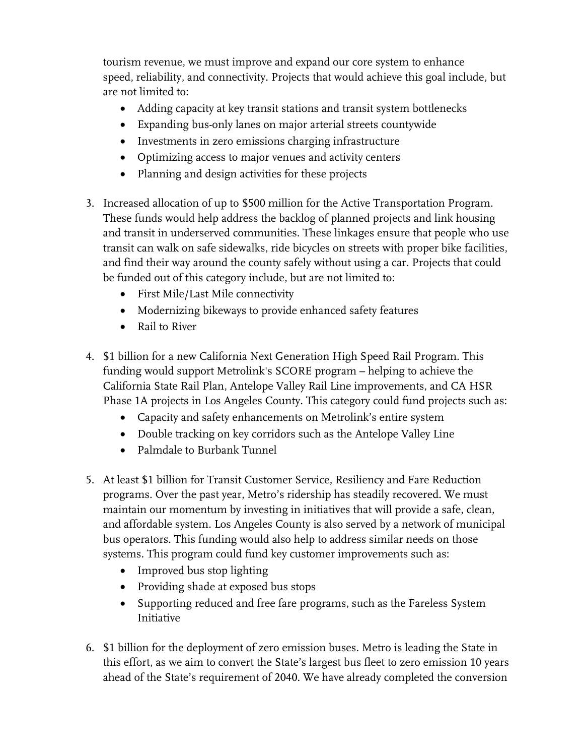tourism revenue, we must improve and expand our core system to enhance speed, reliability, and connectivity. Projects that would achieve this goal include, but are not limited to:

- Adding capacity at key transit stations and transit system bottlenecks
- Expanding bus-only lanes on major arterial streets countywide
- Investments in zero emissions charging infrastructure
- Optimizing access to major venues and activity centers
- Planning and design activities for these projects

3. Increased allocation of up to $500 million for the Active Transportation Program. These funds would help address the backlog of planned projects and link housing and transit in underserved communities. These linkages ensure that people who use transit can walk on safe sidewalks, ride bicycles on streets with proper bike facilities, and find their way around the county safely without using a car. Projects that could be funded out of this category include, but are not limited to:
   - First Mile/Last Mile connectivity
   - Modernizing bikeways to provide enhanced safety features
   - Rail to River

4. $1 billion for a new California Next Generation High Speed Rail Program. This funding would support Metrolink's SCORE program – helping to achieve the California State Rail Plan, Antelope Valley Rail Line improvements, and CA HSR Phase 1A projects in Los Angeles County. This category could fund projects such as:
   - Capacity and safety enhancements on Metrolink's entire system
   - Double tracking on key corridors such as the Antelope Valley Line
   - Palmdale to Burbank Tunnel

5. At least $1 billion for Transit Customer Service, Resiliency and Fare Reduction programs. Over the past year, Metro's ridership has steadily recovered. We must maintain our momentum by investing in initiatives that will provide a safe, clean, and affordable system. Los Angeles County is also served by a network of municipal bus operators. This funding would also help to address similar needs on those systems. This program could fund key customer improvements such as:
   - Improved bus stop lighting
   - Providing shade at exposed bus stops
   - Supporting reduced and free fare programs, such as the Fareless System Initiative

6. $1 billion for the deployment of zero emission buses. Metro is leading the State in this effort, as we aim to convert the State's largest bus fleet to zero emission 10 years ahead of the State's requirement of 2040. We have already completed the conversion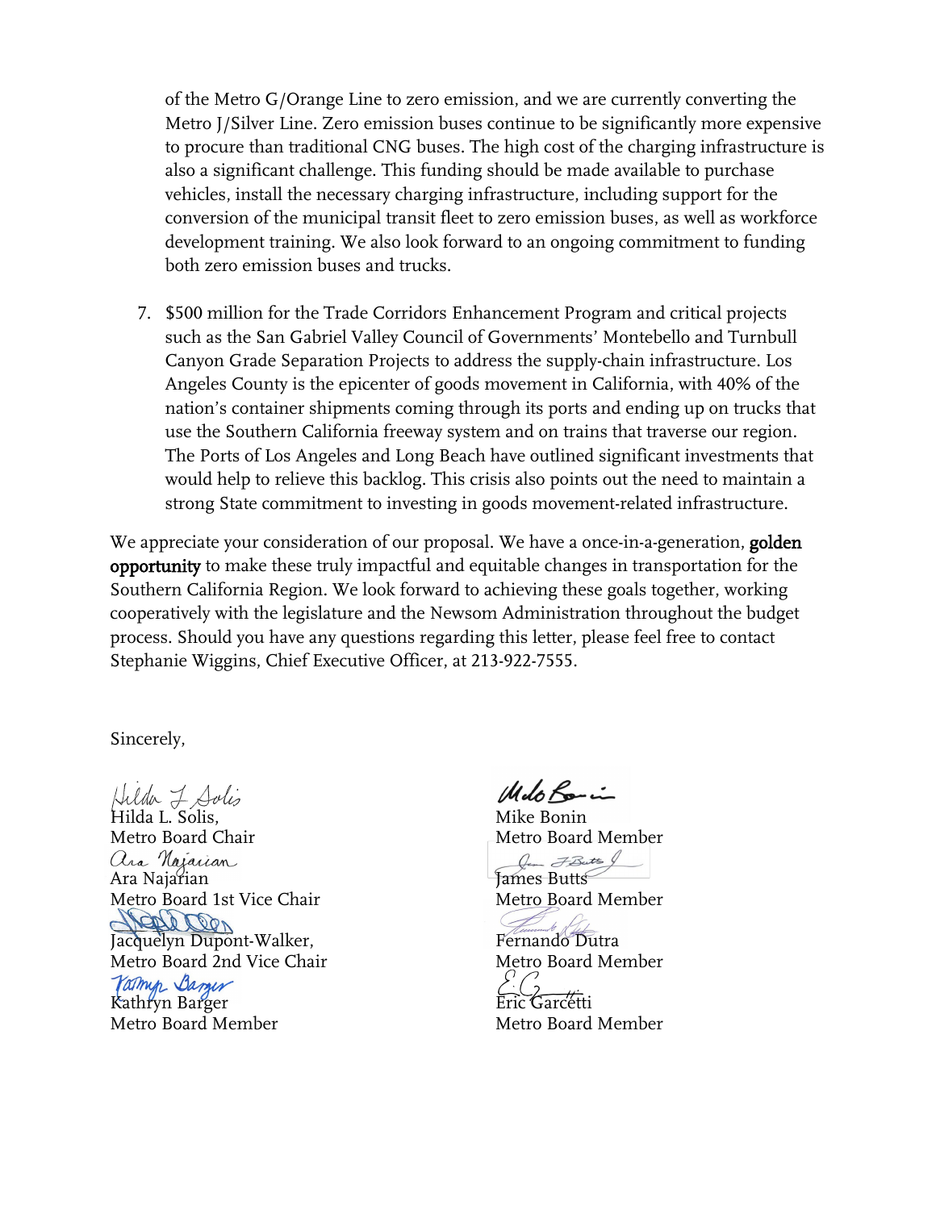of the Metro G/Orange Line to zero emission, and we are currently converting the Metro J/Silver Line. Zero emission buses continue to be significantly more expensive to procure than traditional CNG buses. The high cost of the charging infrastructure is also a significant challenge. This funding should be made available to purchase vehicles, install the necessary charging infrastructure, including support for the conversion of the municipal transit fleet to zero emission buses, as well as workforce development training. We also look forward to an ongoing commitment to funding both zero emission buses and trucks.

7. $500 million for the Trade Corridors Enhancement Program and critical projects such as the San Gabriel Valley Council of Governments' Montebello and Turnbull Canyon Grade Separation Projects to address the supply-chain infrastructure. Los Angeles County is the epicenter of goods movement in California, with 40% of the nation's container shipments coming through its ports and ending up on trucks that use the Southern California freeway system and on trains that traverse our region. The Ports of Los Angeles and Long Beach have outlined significant investments that would help to relieve this backlog. This crisis also points out the need to maintain a strong State commitment to investing in goods movement-related infrastructure.

We appreciate your consideration of our proposal. We have a once-in-a-generation, **golden opportunity** to make these truly impactful and equitable changes in transportation for the Southern California Region. We look forward to achieving these goals together, working cooperatively with the legislature and the Newsom Administration throughout the budget process. Should you have any questions regarding this letter, please feel free to contact Stephanie Wiggins, Chief Executive Officer, at 213-922-7555.

Sincerely,

Hilda L. Solis,
Metro Board Chair

Ara Najarian
Metro Board 1st Vice Chair

Jacquelyn Dupont-Walker,
Metro Board 2nd Vice Chair

Kathryn Barger
Metro Board Member

Mike Bonin
Metro Board Member

James Butts
Metro Board Member

Fernando Dutra
Metro Board Member

Eric Garcetti
Metro Board Member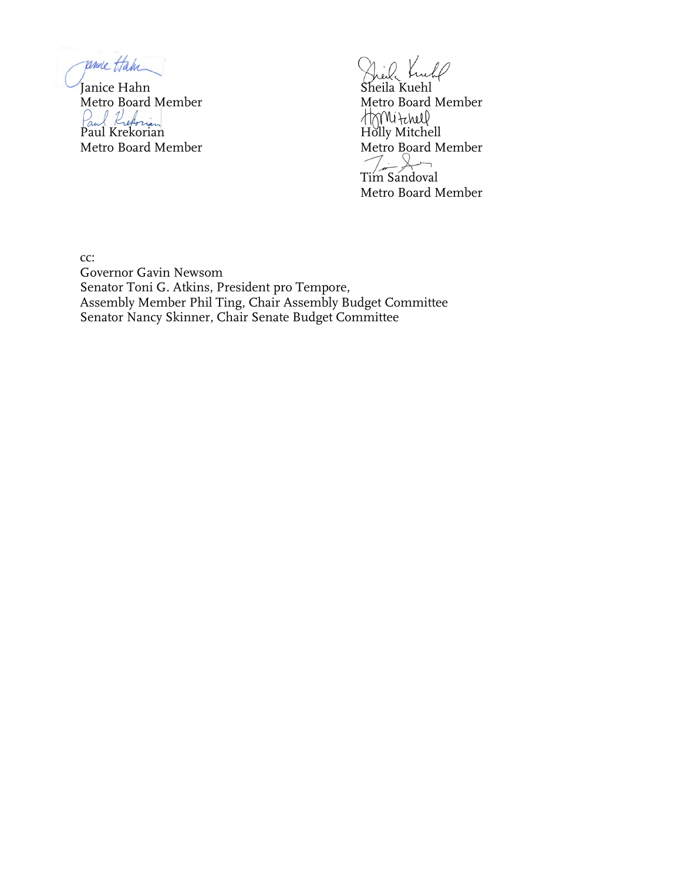Janice Hahn
Metro Board Member

Paul Krekorian
Metro Board Member

Sheila Kuehl
Metro Board Member

Holly Mitchell
Metro Board Member

Tim Sandoval
Metro Board Member

cc:
Governor Gavin Newsom
Senator Toni G. Atkins, President pro Tempore,
Assembly Member Phil Ting, Chair Assembly Budget Committee
Senator Nancy Skinner, Chair Senate Budget Committee